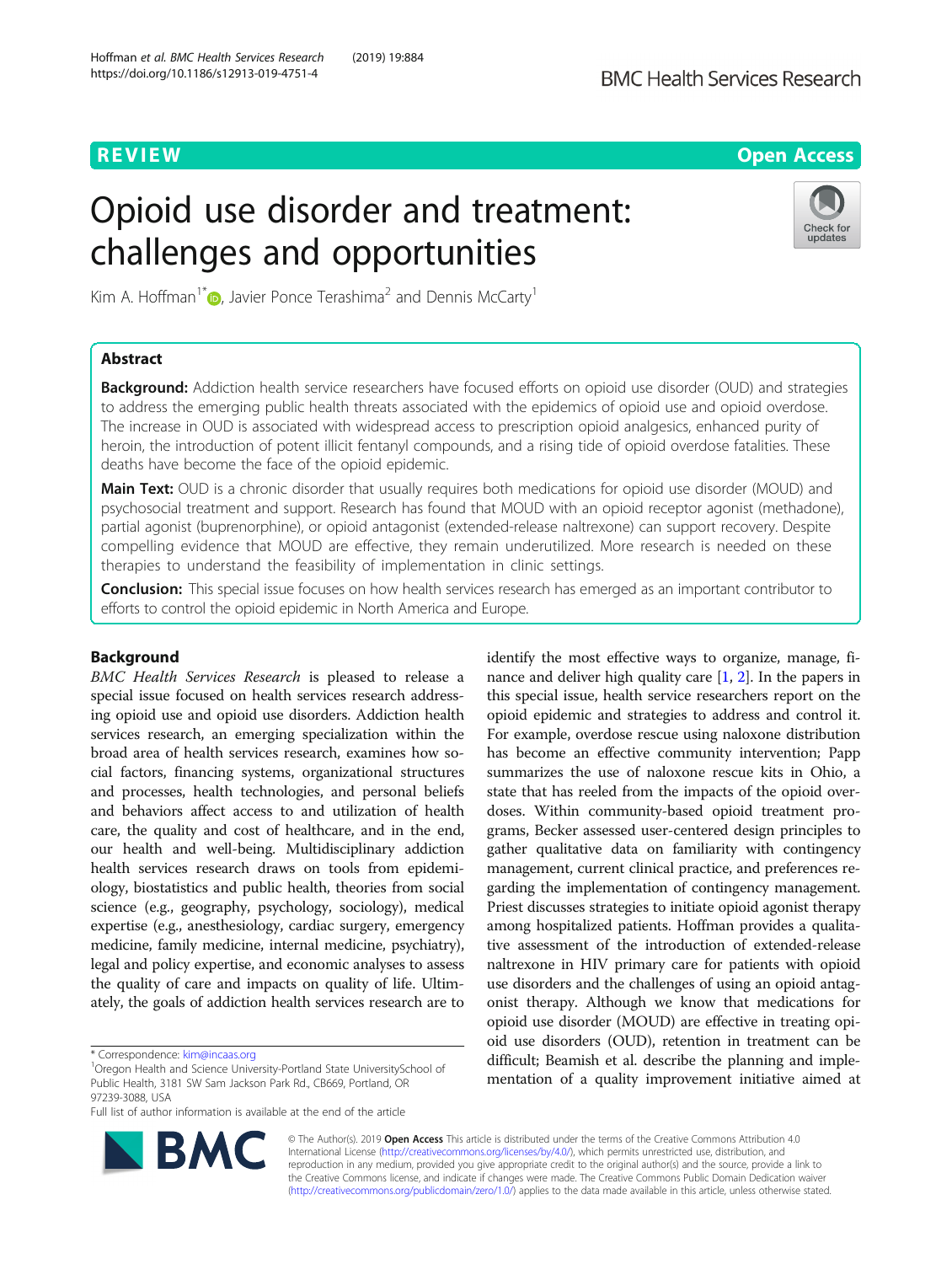REVIEW

Open Access

# Opioid use disorder and treatment: challenges and opportunities

Kim A. Hoffman[1*], Javier Ponce Terashima[2] and Dennis McCarty[1]

## Abstract

**Background:** Addiction health service researchers have focused efforts on opioid use disorder (OUD) and strategies to address the emerging public health threats associated with the epidemics of opioid use and opioid overdose. The increase in OUD is associated with widespread access to prescription opioid analgesics, enhanced purity of heroin, the introduction of potent illicit fentanyl compounds, and a rising tide of opioid overdose fatalities. These deaths have become the face of the opioid epidemic.

**Main Text:** OUD is a chronic disorder that usually requires both medications for opioid use disorder (MOUD) and psychosocial treatment and support. Research has found that MOUD with an opioid receptor agonist (methadone), partial agonist (buprenorphine), or opioid antagonist (extended-release naltrexone) can support recovery. Despite compelling evidence that MOUD are effective, they remain underutilized. More research is needed on these therapies to understand the feasibility of implementation in clinic settings.

**Conclusion:** This special issue focuses on how health services research has emerged as an important contributor to efforts to control the opioid epidemic in North America and Europe.

## Background

*BMC Health Services Research* is pleased to release a special issue focused on health services research addressing opioid use and opioid use disorders. Addiction health services research, an emerging specialization within the broad area of health services research, examines how social factors, financing systems, organizational structures and processes, health technologies, and personal beliefs and behaviors affect access to and utilization of health care, the quality and cost of healthcare, and in the end, our health and well-being. Multidisciplinary addiction health services research draws on tools from epidemiology, biostatistics and public health, theories from social science (e.g., geography, psychology, sociology), medical expertise (e.g., anesthesiology, cardiac surgery, emergency medicine, family medicine, internal medicine, psychiatry), legal and policy expertise, and economic analyses to assess the quality of care and impacts on quality of life. Ultimately, the goals of addiction health services research are to identify the most effective ways to organize, manage, finance and deliver high quality care [1, 2]. In the papers in this special issue, health service researchers report on the opioid epidemic and strategies to address and control it. For example, overdose rescue using naloxone distribution has become an effective community intervention; Papp summarizes the use of naloxone rescue kits in Ohio, a state that has reeled from the impacts of the opioid overdoses. Within community-based opioid treatment programs, Becker assessed user-centered design principles to gather qualitative data on familiarity with contingency management, current clinical practice, and preferences regarding the implementation of contingency management. Priest discusses strategies to initiate opioid agonist therapy among hospitalized patients. Hoffman provides a qualitative assessment of the introduction of extended-release naltrexone in HIV primary care for patients with opioid use disorders and the challenges of using an opioid antagonist therapy. Although we know that medications for opioid use disorder (MOUD) are effective in treating opioid use disorders (OUD), retention in treatment can be difficult; Beamish et al. describe the planning and implementation of a quality improvement initiative aimed at

\* Correspondence: kim@incaas.org
[1]Oregon Health and Science University-Portland State UniversitySchool of Public Health, 3181 SW Sam Jackson Park Rd., CB669, Portland, OR 97239-3088, USA
Full list of author information is available at the end of the article

© The Author(s). 2019 **Open Access** This article is distributed under the terms of the Creative Commons Attribution 4.0 International License (http://creativecommons.org/licenses/by/4.0/), which permits unrestricted use, distribution, and reproduction in any medium, provided you give appropriate credit to the original author(s) and the source, provide a link to the Creative Commons license, and indicate if changes were made. The Creative Commons Public Domain Dedication waiver (http://creativecommons.org/publicdomain/zero/1.0/) applies to the data made available in this article, unless otherwise stated.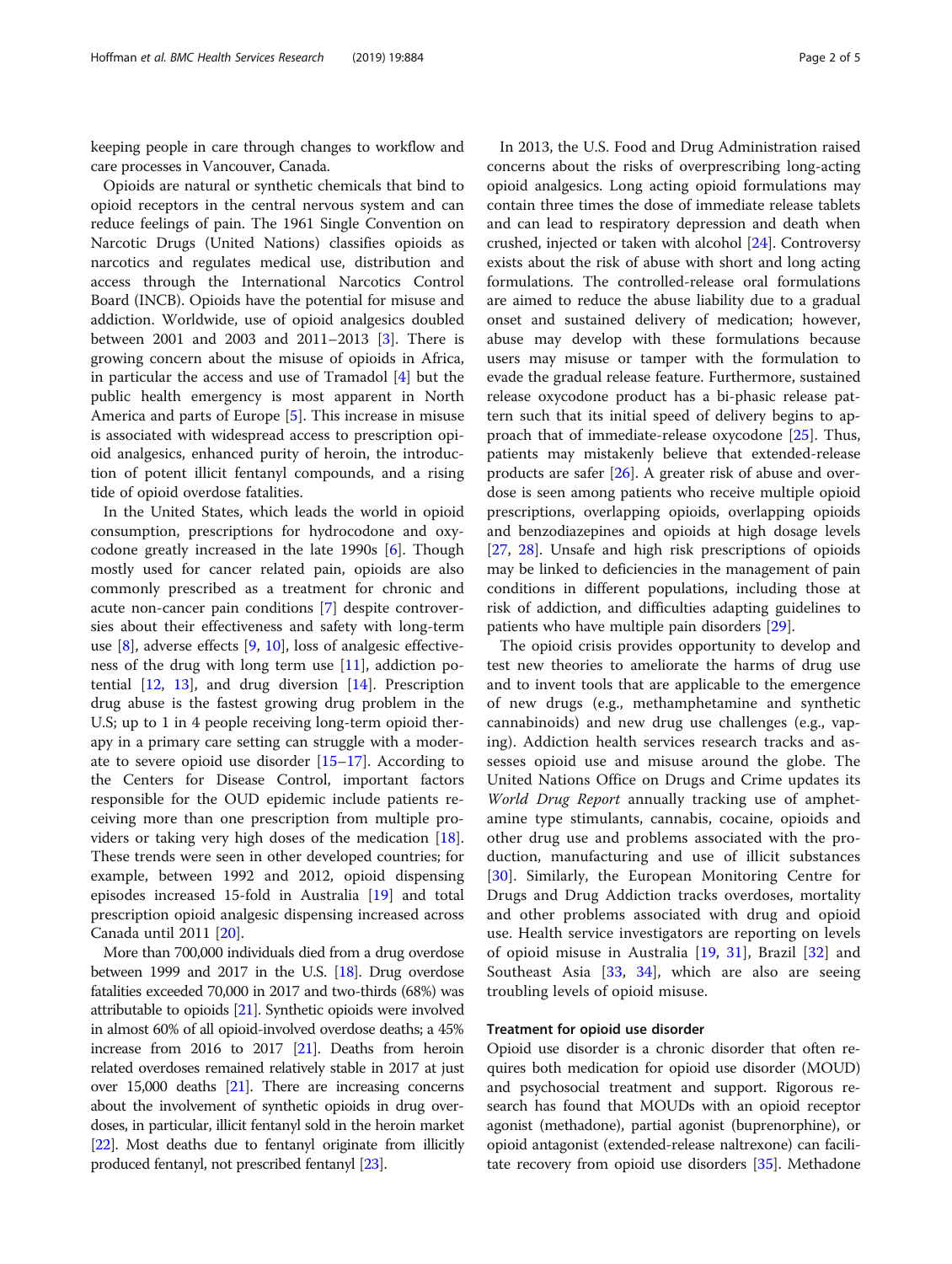keeping people in care through changes to workflow and care processes in Vancouver, Canada.

Opioids are natural or synthetic chemicals that bind to opioid receptors in the central nervous system and can reduce feelings of pain. The 1961 Single Convention on Narcotic Drugs (United Nations) classifies opioids as narcotics and regulates medical use, distribution and access through the International Narcotics Control Board (INCB). Opioids have the potential for misuse and addiction. Worldwide, use of opioid analgesics doubled between 2001 and 2003 and 2011–2013 [3]. There is growing concern about the misuse of opioids in Africa, in particular the access and use of Tramadol [4] but the public health emergency is most apparent in North America and parts of Europe [5]. This increase in misuse is associated with widespread access to prescription opioid analgesics, enhanced purity of heroin, the introduction of potent illicit fentanyl compounds, and a rising tide of opioid overdose fatalities.

In the United States, which leads the world in opioid consumption, prescriptions for hydrocodone and oxycodone greatly increased in the late 1990s [6]. Though mostly used for cancer related pain, opioids are also commonly prescribed as a treatment for chronic and acute non-cancer pain conditions [7] despite controversies about their effectiveness and safety with long-term use [8], adverse effects [9, 10], loss of analgesic effectiveness of the drug with long term use [11], addiction potential [12, 13], and drug diversion [14]. Prescription drug abuse is the fastest growing drug problem in the U.S; up to 1 in 4 people receiving long-term opioid therapy in a primary care setting can struggle with a moderate to severe opioid use disorder [15–17]. According to the Centers for Disease Control, important factors responsible for the OUD epidemic include patients receiving more than one prescription from multiple providers or taking very high doses of the medication [18]. These trends were seen in other developed countries; for example, between 1992 and 2012, opioid dispensing episodes increased 15-fold in Australia [19] and total prescription opioid analgesic dispensing increased across Canada until 2011 [20].

More than 700,000 individuals died from a drug overdose between 1999 and 2017 in the U.S. [18]. Drug overdose fatalities exceeded 70,000 in 2017 and two-thirds (68%) was attributable to opioids [21]. Synthetic opioids were involved in almost 60% of all opioid-involved overdose deaths; a 45% increase from 2016 to 2017 [21]. Deaths from heroin related overdoses remained relatively stable in 2017 at just over 15,000 deaths [21]. There are increasing concerns about the involvement of synthetic opioids in drug overdoses, in particular, illicit fentanyl sold in the heroin market [22]. Most deaths due to fentanyl originate from illicitly produced fentanyl, not prescribed fentanyl [23].

In 2013, the U.S. Food and Drug Administration raised concerns about the risks of overprescribing long-acting opioid analgesics. Long acting opioid formulations may contain three times the dose of immediate release tablets and can lead to respiratory depression and death when crushed, injected or taken with alcohol [24]. Controversy exists about the risk of abuse with short and long acting formulations. The controlled-release oral formulations are aimed to reduce the abuse liability due to a gradual onset and sustained delivery of medication; however, abuse may develop with these formulations because users may misuse or tamper with the formulation to evade the gradual release feature. Furthermore, sustained release oxycodone product has a bi-phasic release pattern such that its initial speed of delivery begins to approach that of immediate-release oxycodone [25]. Thus, patients may mistakenly believe that extended-release products are safer [26]. A greater risk of abuse and overdose is seen among patients who receive multiple opioid prescriptions, overlapping opioids, overlapping opioids and benzodiazepines and opioids at high dosage levels [27, 28]. Unsafe and high risk prescriptions of opioids may be linked to deficiencies in the management of pain conditions in different populations, including those at risk of addiction, and difficulties adapting guidelines to patients who have multiple pain disorders [29].

The opioid crisis provides opportunity to develop and test new theories to ameliorate the harms of drug use and to invent tools that are applicable to the emergence of new drugs (e.g., methamphetamine and synthetic cannabinoids) and new drug use challenges (e.g., vaping). Addiction health services research tracks and assesses opioid use and misuse around the globe. The United Nations Office on Drugs and Crime updates its *World Drug Report* annually tracking use of amphetamine type stimulants, cannabis, cocaine, opioids and other drug use and problems associated with the production, manufacturing and use of illicit substances [30]. Similarly, the European Monitoring Centre for Drugs and Drug Addiction tracks overdoses, mortality and other problems associated with drug and opioid use. Health service investigators are reporting on levels of opioid misuse in Australia [19, 31], Brazil [32] and Southeast Asia [33, 34], which are also are seeing troubling levels of opioid misuse.

## Treatment for opioid use disorder

Opioid use disorder is a chronic disorder that often requires both medication for opioid use disorder (MOUD) and psychosocial treatment and support. Rigorous research has found that MOUDs with an opioid receptor agonist (methadone), partial agonist (buprenorphine), or opioid antagonist (extended-release naltrexone) can facilitate recovery from opioid use disorders [35]. Methadone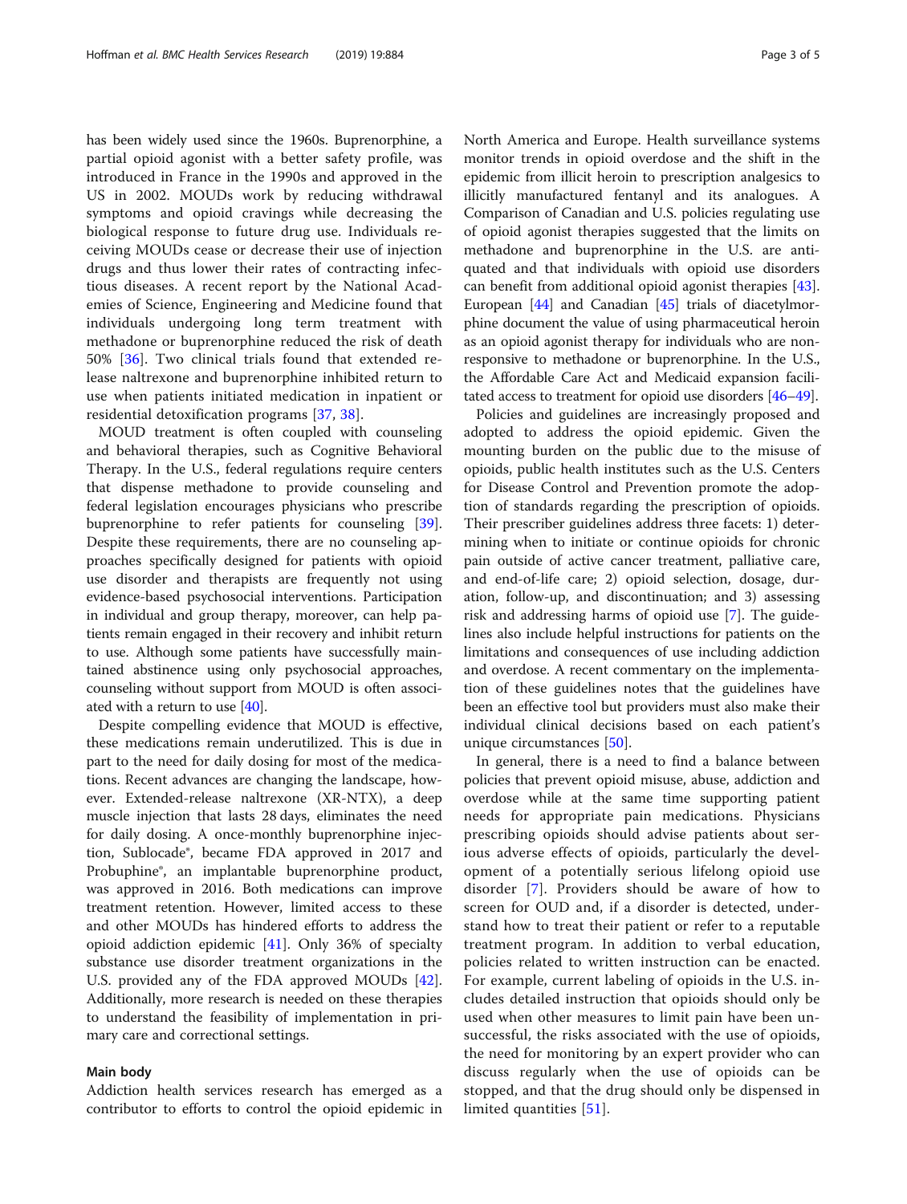has been widely used since the 1960s. Buprenorphine, a partial opioid agonist with a better safety profile, was introduced in France in the 1990s and approved in the US in 2002. MOUDs work by reducing withdrawal symptoms and opioid cravings while decreasing the biological response to future drug use. Individuals receiving MOUDs cease or decrease their use of injection drugs and thus lower their rates of contracting infectious diseases. A recent report by the National Academies of Science, Engineering and Medicine found that individuals undergoing long term treatment with methadone or buprenorphine reduced the risk of death 50% [36]. Two clinical trials found that extended release naltrexone and buprenorphine inhibited return to use when patients initiated medication in inpatient or residential detoxification programs [37, 38].

MOUD treatment is often coupled with counseling and behavioral therapies, such as Cognitive Behavioral Therapy. In the U.S., federal regulations require centers that dispense methadone to provide counseling and federal legislation encourages physicians who prescribe buprenorphine to refer patients for counseling [39]. Despite these requirements, there are no counseling approaches specifically designed for patients with opioid use disorder and therapists are frequently not using evidence-based psychosocial interventions. Participation in individual and group therapy, moreover, can help patients remain engaged in their recovery and inhibit return to use. Although some patients have successfully maintained abstinence using only psychosocial approaches, counseling without support from MOUD is often associated with a return to use [40].

Despite compelling evidence that MOUD is effective, these medications remain underutilized. This is due in part to the need for daily dosing for most of the medications. Recent advances are changing the landscape, however. Extended-release naltrexone (XR-NTX), a deep muscle injection that lasts 28 days, eliminates the need for daily dosing. A once-monthly buprenorphine injection, Sublocade®, became FDA approved in 2017 and Probuphine®, an implantable buprenorphine product, was approved in 2016. Both medications can improve treatment retention. However, limited access to these and other MOUDs has hindered efforts to address the opioid addiction epidemic [41]. Only 36% of specialty substance use disorder treatment organizations in the U.S. provided any of the FDA approved MOUDs [42]. Additionally, more research is needed on these therapies to understand the feasibility of implementation in primary care and correctional settings.

## Main body

Addiction health services research has emerged as a contributor to efforts to control the opioid epidemic in North America and Europe. Health surveillance systems monitor trends in opioid overdose and the shift in the epidemic from illicit heroin to prescription analgesics to illicitly manufactured fentanyl and its analogues. A Comparison of Canadian and U.S. policies regulating use of opioid agonist therapies suggested that the limits on methadone and buprenorphine in the U.S. are antiquated and that individuals with opioid use disorders can benefit from additional opioid agonist therapies [43]. European [44] and Canadian [45] trials of diacetylmorphine document the value of using pharmaceutical heroin as an opioid agonist therapy for individuals who are nonresponsive to methadone or buprenorphine. In the U.S., the Affordable Care Act and Medicaid expansion facilitated access to treatment for opioid use disorders [46–49].

Policies and guidelines are increasingly proposed and adopted to address the opioid epidemic. Given the mounting burden on the public due to the misuse of opioids, public health institutes such as the U.S. Centers for Disease Control and Prevention promote the adoption of standards regarding the prescription of opioids. Their prescriber guidelines address three facets: 1) determining when to initiate or continue opioids for chronic pain outside of active cancer treatment, palliative care, and end-of-life care; 2) opioid selection, dosage, duration, follow-up, and discontinuation; and 3) assessing risk and addressing harms of opioid use [7]. The guidelines also include helpful instructions for patients on the limitations and consequences of use including addiction and overdose. A recent commentary on the implementation of these guidelines notes that the guidelines have been an effective tool but providers must also make their individual clinical decisions based on each patient's unique circumstances [50].

In general, there is a need to find a balance between policies that prevent opioid misuse, abuse, addiction and overdose while at the same time supporting patient needs for appropriate pain medications. Physicians prescribing opioids should advise patients about serious adverse effects of opioids, particularly the development of a potentially serious lifelong opioid use disorder [7]. Providers should be aware of how to screen for OUD and, if a disorder is detected, understand how to treat their patient or refer to a reputable treatment program. In addition to verbal education, policies related to written instruction can be enacted. For example, current labeling of opioids in the U.S. includes detailed instruction that opioids should only be used when other measures to limit pain have been unsuccessful, the risks associated with the use of opioids, the need for monitoring by an expert provider who can discuss regularly when the use of opioids can be stopped, and that the drug should only be dispensed in limited quantities [51].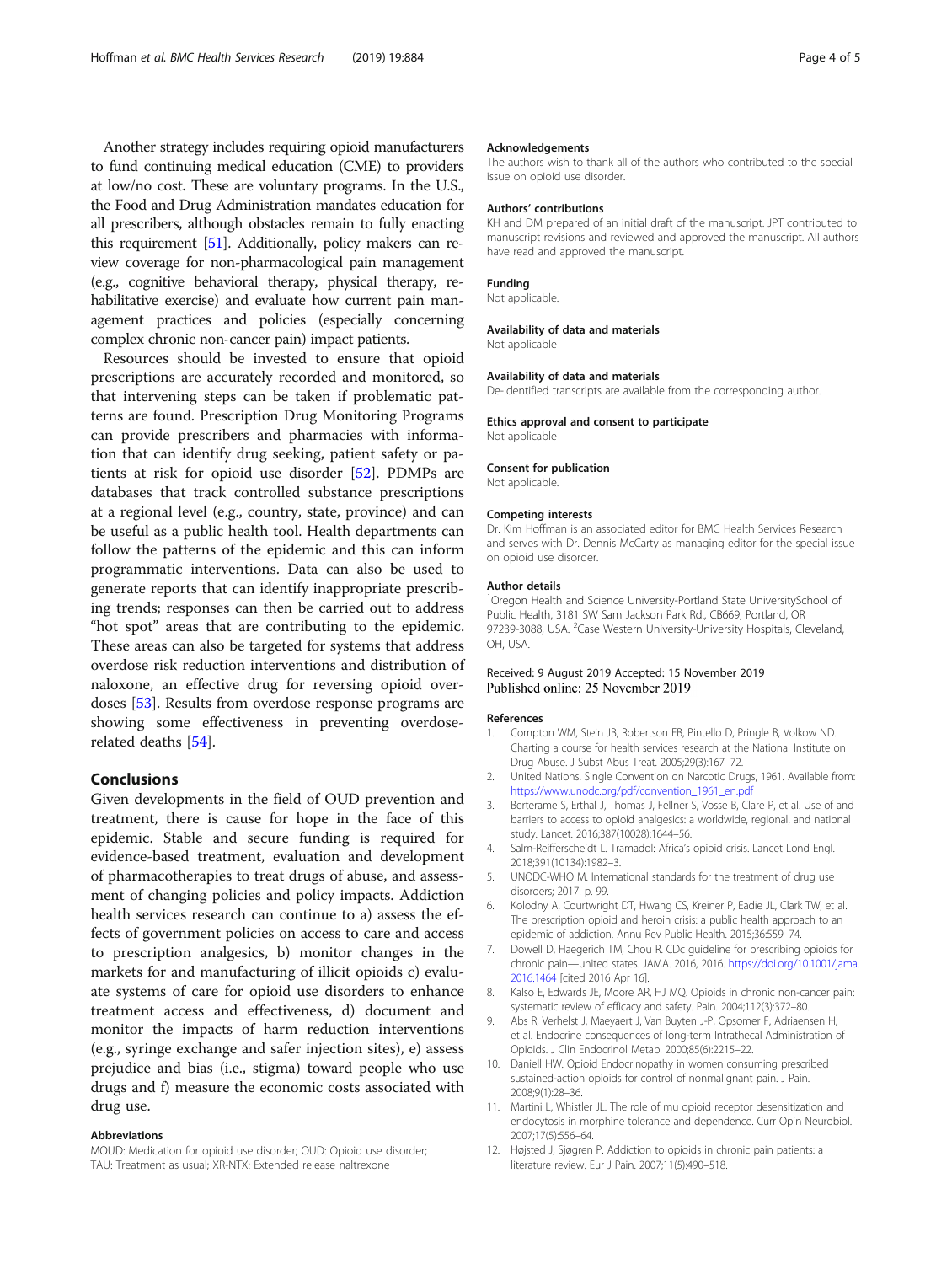Another strategy includes requiring opioid manufacturers to fund continuing medical education (CME) to providers at low/no cost. These are voluntary programs. In the U.S., the Food and Drug Administration mandates education for all prescribers, although obstacles remain to fully enacting this requirement [51]. Additionally, policy makers can review coverage for non-pharmacological pain management (e.g., cognitive behavioral therapy, physical therapy, rehabilitative exercise) and evaluate how current pain management practices and policies (especially concerning complex chronic non-cancer pain) impact patients.

Resources should be invested to ensure that opioid prescriptions are accurately recorded and monitored, so that intervening steps can be taken if problematic patterns are found. Prescription Drug Monitoring Programs can provide prescribers and pharmacies with information that can identify drug seeking, patient safety or patients at risk for opioid use disorder [52]. PDMPs are databases that track controlled substance prescriptions at a regional level (e.g., country, state, province) and can be useful as a public health tool. Health departments can follow the patterns of the epidemic and this can inform programmatic interventions. Data can also be used to generate reports that can identify inappropriate prescribing trends; responses can then be carried out to address "hot spot" areas that are contributing to the epidemic. These areas can also be targeted for systems that address overdose risk reduction interventions and distribution of naloxone, an effective drug for reversing opioid overdoses [53]. Results from overdose response programs are showing some effectiveness in preventing overdose-related deaths [54].

## Conclusions

Given developments in the field of OUD prevention and treatment, there is cause for hope in the face of this epidemic. Stable and secure funding is required for evidence-based treatment, evaluation and development of pharmacotherapies to treat drugs of abuse, and assessment of changing policies and policy impacts. Addiction health services research can continue to a) assess the effects of government policies on access to care and access to prescription analgesics, b) monitor changes in the markets for and manufacturing of illicit opioids c) evaluate systems of care for opioid use disorders to enhance treatment access and effectiveness, d) document and monitor the impacts of harm reduction interventions (e.g., syringe exchange and safer injection sites), e) assess prejudice and bias (i.e., stigma) toward people who use drugs and f) measure the economic costs associated with drug use.

#### Abbreviations

MOUD: Medication for opioid use disorder; OUD: Opioid use disorder; TAU: Treatment as usual; XR-NTX: Extended release naltrexone

#### Acknowledgements

The authors wish to thank all of the authors who contributed to the special issue on opioid use disorder.

#### Authors' contributions

KH and DM prepared of an initial draft of the manuscript. JPT contributed to manuscript revisions and reviewed and approved the manuscript. All authors have read and approved the manuscript.

#### Funding

Not applicable.

#### Availability of data and materials

Not applicable

#### Availability of data and materials

De-identified transcripts are available from the corresponding author.

#### Ethics approval and consent to participate

Not applicable

#### Consent for publication

Not applicable.

#### Competing interests

Dr. Kim Hoffman is an associated editor for BMC Health Services Research and serves with Dr. Dennis McCarty as managing editor for the special issue on opioid use disorder.

#### Author details

[1]Oregon Health and Science University-Portland State UniversitySchool of Public Health, 3181 SW Sam Jackson Park Rd., CB669, Portland, OR 97239-3088, USA. [2]Case Western University-University Hospitals, Cleveland, OH, USA.

Received: 9 August 2019 Accepted: 15 November 2019
Published online: 25 November 2019

#### References

1. Compton WM, Stein JB, Robertson EB, Pintello D, Pringle B, Volkow ND. Charting a course for health services research at the National Institute on Drug Abuse. J Subst Abus Treat. 2005;29(3):167–72.
2. United Nations. Single Convention on Narcotic Drugs, 1961. Available from: https://www.unodc.org/pdf/convention_1961_en.pdf
3. Berterame S, Erthal J, Thomas J, Fellner S, Vosse B, Clare P, et al. Use of and barriers to access to opioid analgesics: a worldwide, regional, and national study. Lancet. 2016;387(10028):1644–56.
4. Salm-Reifferscheidt L. Tramadol: Africa's opioid crisis. Lancet Lond Engl. 2018;391(10134):1982–3.
5. UNODC-WHO M. International standards for the treatment of drug use disorders; 2017. p. 99.
6. Kolodny A, Courtwright DT, Hwang CS, Kreiner P, Eadie JL, Clark TW, et al. The prescription opioid and heroin crisis: a public health approach to an epidemic of addiction. Annu Rev Public Health. 2015;36:559–74.
7. Dowell D, Haegerich TM, Chou R. CDc guideline for prescribing opioids for chronic pain—united states. JAMA. 2016, 2016. https://doi.org/10.1001/jama.2016.1464 [cited 2016 Apr 16].
8. Kalso E, Edwards JE, Moore AR, HJ MQ. Opioids in chronic non-cancer pain: systematic review of efficacy and safety. Pain. 2004;112(3):372–80.
9. Abs R, Verhelst J, Maeyaert J, Van Buyten J-P, Opsomer F, Adriaensen H, et al. Endocrine consequences of long-term Intrathecal Administration of Opioids. J Clin Endocrinol Metab. 2000;85(6):2215–22.
10. Daniell HW. Opioid Endocrinopathy in women consuming prescribed sustained-action opioids for control of nonmalignant pain. J Pain. 2008;9(1):28–36.
11. Martini L, Whistler JL. The role of mu opioid receptor desensitization and endocytosis in morphine tolerance and dependence. Curr Opin Neurobiol. 2007;17(5):556–64.
12. Højsted J, Sjøgren P. Addiction to opioids in chronic pain patients: a literature review. Eur J Pain. 2007;11(5):490–518.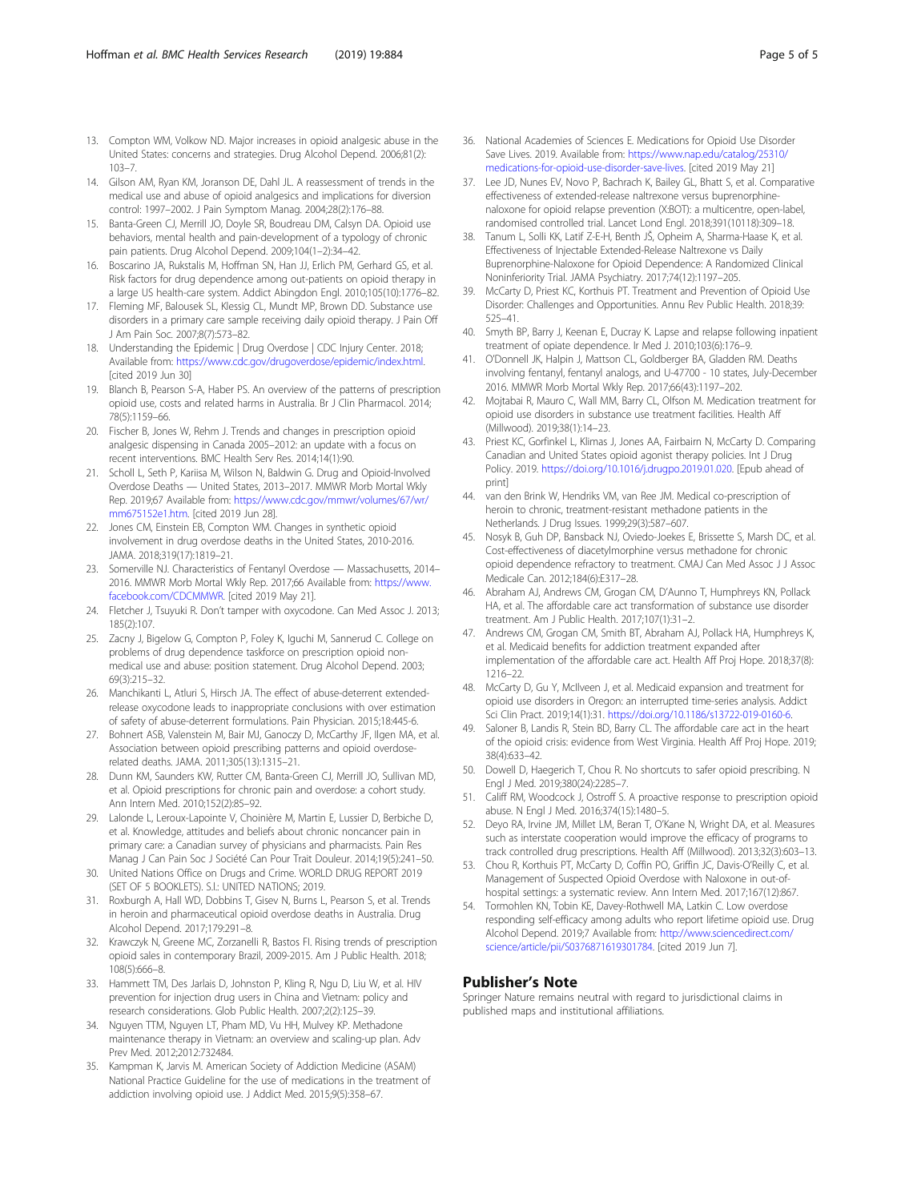13. Compton WM, Volkow ND. Major increases in opioid analgesic abuse in the United States: concerns and strategies. Drug Alcohol Depend. 2006;81(2): 103–7.
14. Gilson AM, Ryan KM, Joranson DE, Dahl JL. A reassessment of trends in the medical use and abuse of opioid analgesics and implications for diversion control: 1997–2002. J Pain Symptom Manag. 2004;28(2):176–88.
15. Banta-Green CJ, Merrill JO, Doyle SR, Boudreau DM, Calsyn DA. Opioid use behaviors, mental health and pain-development of a typology of chronic pain patients. Drug Alcohol Depend. 2009;104(1–2):34–42.
16. Boscarino JA, Rukstalis M, Hoffman SN, Han JJ, Erlich PM, Gerhard GS, et al. Risk factors for drug dependence among out-patients on opioid therapy in a large US health-care system. Addict Abingdon Engl. 2010;105(10):1776–82.
17. Fleming MF, Balousek SL, Klessig CL, Mundt MP, Brown DD. Substance use disorders in a primary care sample receiving daily opioid therapy. J Pain Off J Am Pain Soc. 2007;8(7):573–82.
18. Understanding the Epidemic | Drug Overdose | CDC Injury Center. 2018; Available from: https://www.cdc.gov/drugoverdose/epidemic/index.html. [cited 2019 Jun 30]
19. Blanch B, Pearson S-A, Haber PS. An overview of the patterns of prescription opioid use, costs and related harms in Australia. Br J Clin Pharmacol. 2014; 78(5):1159–66.
20. Fischer B, Jones W, Rehm J. Trends and changes in prescription opioid analgesic dispensing in Canada 2005–2012: an update with a focus on recent interventions. BMC Health Serv Res. 2014;14(1):90.
21. Scholl L, Seth P, Kariisa M, Wilson N, Baldwin G. Drug and Opioid-Involved Overdose Deaths — United States, 2013–2017. MMWR Morb Mortal Wkly Rep. 2019;67 Available from: https://www.cdc.gov/mmwr/volumes/67/wr/mm675152e1.htm. [cited 2019 Jun 28].
22. Jones CM, Einstein EB, Compton WM. Changes in synthetic opioid involvement in drug overdose deaths in the United States, 2010-2016. JAMA. 2018;319(17):1819–21.
23. Somerville NJ. Characteristics of Fentanyl Overdose — Massachusetts, 2014–2016. MMWR Morb Mortal Wkly Rep. 2017;66 Available from: https://www.facebook.com/CDCMMWR. [cited 2019 May 21].
24. Fletcher J, Tsuyuki R. Don't tamper with oxycodone. Can Med Assoc J. 2013; 185(2):107.
25. Zacny J, Bigelow G, Compton P, Foley K, Iguchi M, Sannerud C. College on problems of drug dependence taskforce on prescription opioid non-medical use and abuse: position statement. Drug Alcohol Depend. 2003; 69(3):215–32.
26. Manchikanti L, Atluri S, Hirsch JA. The effect of abuse-deterrent extended-release oxycodone leads to inappropriate conclusions with over estimation of safety of abuse-deterrent formulations. Pain Physician. 2015;18:445-6.
27. Bohnert ASB, Valenstein M, Bair MJ, Ganoczy D, McCarthy JF, Ilgen MA, et al. Association between opioid prescribing patterns and opioid overdose-related deaths. JAMA. 2011;305(13):1315–21.
28. Dunn KM, Saunders KW, Rutter CM, Banta-Green CJ, Merrill JO, Sullivan MD, et al. Opioid prescriptions for chronic pain and overdose: a cohort study. Ann Intern Med. 2010;152(2):85–92.
29. Lalonde L, Leroux-Lapointe V, Choinière M, Martin E, Lussier D, Berbiche D, et al. Knowledge, attitudes and beliefs about chronic noncancer pain in primary care: a Canadian survey of physicians and pharmacists. Pain Res Manag J Can Pain Soc J Société Can Pour Trait Douleur. 2014;19(5):241–50.
30. United Nations Office on Drugs and Crime. WORLD DRUG REPORT 2019 (SET OF 5 BOOKLETS). S.l.: UNITED NATIONS; 2019.
31. Roxburgh A, Hall WD, Dobbins T, Gisev N, Burns L, Pearson S, et al. Trends in heroin and pharmaceutical opioid overdose deaths in Australia. Drug Alcohol Depend. 2017;179:291–8.
32. Krawczyk N, Greene MC, Zorzanelli R, Bastos FI. Rising trends of prescription opioid sales in contemporary Brazil, 2009-2015. Am J Public Health. 2018; 108(5):666–8.
33. Hammett TM, Des Jarlais D, Johnston P, Kling R, Ngu D, Liu W, et al. HIV prevention for injection drug users in China and Vietnam: policy and research considerations. Glob Public Health. 2007;2(2):125–39.
34. Nguyen TTM, Nguyen LT, Pham MD, Vu HH, Mulvey KP. Methadone maintenance therapy in Vietnam: an overview and scaling-up plan. Adv Prev Med. 2012;2012:732484.
35. Kampman K, Jarvis M. American Society of Addiction Medicine (ASAM) National Practice Guideline for the use of medications in the treatment of addiction involving opioid use. J Addict Med. 2015;9(5):358–67.
36. National Academies of Sciences E. Medications for Opioid Use Disorder Save Lives. 2019. Available from: https://www.nap.edu/catalog/25310/medications-for-opioid-use-disorder-save-lives. [cited 2019 May 21]
37. Lee JD, Nunes EV, Novo P, Bachrach K, Bailey GL, Bhatt S, et al. Comparative effectiveness of extended-release naltrexone versus buprenorphine-naloxone for opioid relapse prevention (X:BOT): a multicentre, open-label, randomised controlled trial. Lancet Lond Engl. 2018;391(10118):309–18.
38. Tanum L, Solli KK, Latif Z-E-H, Benth JŠ, Opheim A, Sharma-Haase K, et al. Effectiveness of Injectable Extended-Release Naltrexone vs Daily Buprenorphine-Naloxone for Opioid Dependence: A Randomized Clinical Noninferiority Trial. JAMA Psychiatry. 2017;74(12):1197–205.
39. McCarty D, Priest KC, Korthuis PT. Treatment and Prevention of Opioid Use Disorder: Challenges and Opportunities. Annu Rev Public Health. 2018;39: 525–41.
40. Smyth BP, Barry J, Keenan E, Ducray K. Lapse and relapse following inpatient treatment of opiate dependence. Ir Med J. 2010;103(6):176–9.
41. O'Donnell JK, Halpin J, Mattson CL, Goldberger BA, Gladden RM. Deaths involving fentanyl, fentanyl analogs, and U-47700 - 10 states, July-December 2016. MMWR Morb Mortal Wkly Rep. 2017;66(43):1197–202.
42. Mojtabai R, Mauro C, Wall MM, Barry CL, Olfson M. Medication treatment for opioid use disorders in substance use treatment facilities. Health Aff (Millwood). 2019;38(1):14–23.
43. Priest KC, Gorfinkel L, Klimas J, Jones AA, Fairbairn N, McCarty D. Comparing Canadian and United States opioid agonist therapy policies. Int J Drug Policy. 2019. https://doi.org/10.1016/j.drugpo.2019.01.020. [Epub ahead of print]
44. van den Brink W, Hendriks VM, van Ree JM. Medical co-prescription of heroin to chronic, treatment-resistant methadone patients in the Netherlands. J Drug Issues. 1999;29(3):587–607.
45. Nosyk B, Guh DP, Bansback NJ, Oviedo-Joekes E, Brissette S, Marsh DC, et al. Cost-effectiveness of diacetylmorphine versus methadone for chronic opioid dependence refractory to treatment. CMAJ Can Med Assoc J J Assoc Medicale Can. 2012;184(6):E317–28.
46. Abraham AJ, Andrews CM, Grogan CM, D'Aunno T, Humphreys KN, Pollack HA, et al. The affordable care act transformation of substance use disorder treatment. Am J Public Health. 2017;107(1):31–2.
47. Andrews CM, Grogan CM, Smith BT, Abraham AJ, Pollack HA, Humphreys K, et al. Medicaid benefits for addiction treatment expanded after implementation of the affordable care act. Health Aff Proj Hope. 2018;37(8): 1216–22.
48. McCarty D, Gu Y, McIlveen J, et al. Medicaid expansion and treatment for opioid use disorders in Oregon: an interrupted time-series analysis. Addict Sci Clin Pract. 2019;14(1):31. https://doi.org/10.1186/s13722-019-0160-6.
49. Saloner B, Landis R, Stein BD, Barry CL. The affordable care act in the heart of the opioid crisis: evidence from West Virginia. Health Aff Proj Hope. 2019; 38(4):633–42.
50. Dowell D, Haegerich T, Chou R. No shortcuts to safer opioid prescribing. N Engl J Med. 2019;380(24):2285–7.
51. Califf RM, Woodcock J, Ostroff S. A proactive response to prescription opioid abuse. N Engl J Med. 2016;374(15):1480–5.
52. Deyo RA, Irvine JM, Millet LM, Beran T, O'Kane N, Wright DA, et al. Measures such as interstate cooperation would improve the efficacy of programs to track controlled drug prescriptions. Health Aff (Millwood). 2013;32(3):603–13.
53. Chou R, Korthuis PT, McCarty D, Coffin PO, Griffin JC, Davis-O'Reilly C, et al. Management of Suspected Opioid Overdose with Naloxone in out-of-hospital settings: a systematic review. Ann Intern Med. 2017;167(12):867.
54. Tormohlen KN, Tobin KE, Davey-Rothwell MA, Latkin C. Low overdose responding self-efficacy among adults who report lifetime opioid use. Drug Alcohol Depend. 2019;7 Available from: http://www.sciencedirect.com/science/article/pii/S0376871619301784. [cited 2019 Jun 7].

## Publisher's Note

Springer Nature remains neutral with regard to jurisdictional claims in published maps and institutional affiliations.